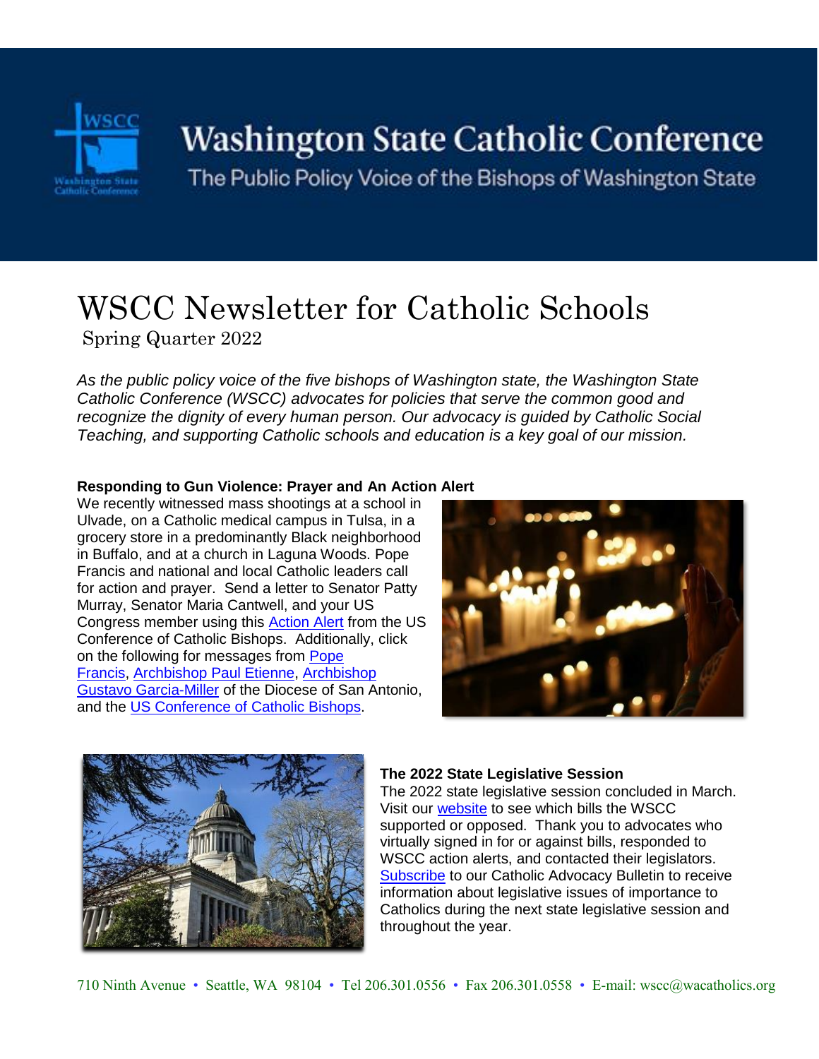# Washington State Catholic Conference

The Public Policy Voice of the Bishops of Washington State

# WSCC Newsletter for Catholic Schools

Spring Quarter 2022

*As the public policy voice of the five bishops of Washington state, the Washington State Catholic Conference (WSCC) advocates for policies that serve the common good and recognize the dignity of every human person. Our advocacy is guided by Catholic Social Teaching, and supporting Catholic schools and education is a key goal of our mission.*

**Responding to Gun Violence: Prayer and An Action Alert**

We recently witnessed mass shootings at a school in Ulvade, on a Catholic medical campus in Tulsa, in a grocery store in a predominantly Black neighborhood in Buffalo, and at a church in Laguna Woods. Pope Francis and national and local Catholic leaders call for action and prayer. Send a letter to Senator Patty Murray, Senator Maria Cantwell, and your US Congress member using this Action Alert from the US Conference of Catholic Bishops. Additionally, click on the following for messages from Pope Francis, Archbishop Paul Etienne, Archbishop Gustavo Garcia-Miller of the Diocese of San Antonio, and the US Conference of Catholic Bishops.

**The 2022 State Legislative Session**

The 2022 state legislative session concluded in March. Visit our website to see which bills the WSCC supported or opposed. Thank you to advocates who virtually signed in for or against bills, responded to WSCC action alerts, and contacted their legislators. Subscribe to our Catholic Advocacy Bulletin to receive information about legislative issues of importance to Catholics during the next state legislative session and throughout the year.

710 Ninth Avenue • Seattle, WA 98104 • Tel 206.301.0556 • Fax 206.301.0558 • E-mail: wscc@wacatholics.org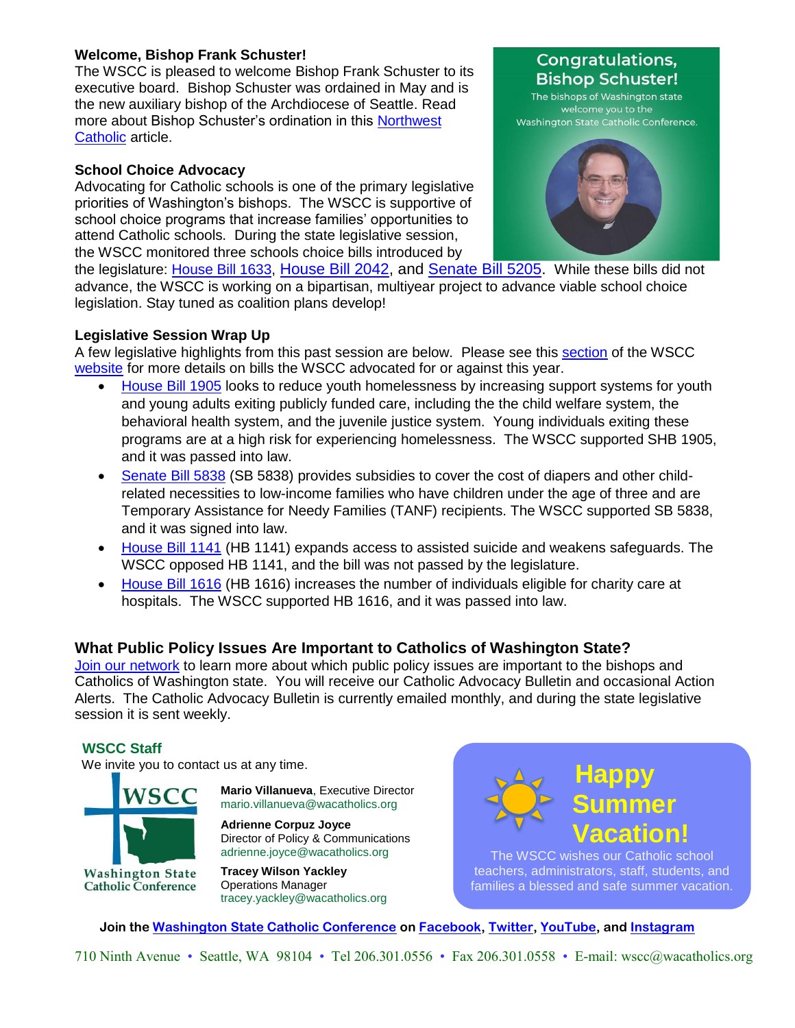**Welcome, Bishop Frank Schuster!**
The WSCC is pleased to welcome Bishop Frank Schuster to its executive board. Bishop Schuster was ordained in May and is the new auxiliary bishop of the Archdiocese of Seattle. Read more about Bishop Schuster's ordination in this Northwest Catholic article.

Congratulations, Bishop Schuster!
The bishops of Washington state welcome you to the Washington State Catholic Conference.

**School Choice Advocacy**
Advocating for Catholic schools is one of the primary legislative priorities of Washington's bishops. The WSCC is supportive of school choice programs that increase families' opportunities to attend Catholic schools. During the state legislative session, the WSCC monitored three schools choice bills introduced by the legislature: House Bill 1633, House Bill 2042, and Senate Bill 5205. While these bills did not advance, the WSCC is working on a bipartisan, multiyear project to advance viable school choice legislation. Stay tuned as coalition plans develop!

**Legislative Session Wrap Up**
A few legislative highlights from this past session are below. Please see this section of the WSCC website for more details on bills the WSCC advocated for or against this year.

- House Bill 1905 looks to reduce youth homelessness by increasing support systems for youth and young adults exiting publicly funded care, including the the child welfare system, the behavioral health system, and the juvenile justice system. Young individuals exiting these programs are at a high risk for experiencing homelessness. The WSCC supported SHB 1905, and it was passed into law.
- Senate Bill 5838 (SB 5838) provides subsidies to cover the cost of diapers and other child-related necessities to low-income families who have children under the age of three and are Temporary Assistance for Needy Families (TANF) recipients. The WSCC supported SB 5838, and it was signed into law.
- House Bill 1141 (HB 1141) expands access to assisted suicide and weakens safeguards. The WSCC opposed HB 1141, and the bill was not passed by the legislature.
- House Bill 1616 (HB 1616) increases the number of individuals eligible for charity care at hospitals. The WSCC supported HB 1616, and it was passed into law.

## What Public Policy Issues Are Important to Catholics of Washington State?

Join our network to learn more about which public policy issues are important to the bishops and Catholics of Washington state. You will receive our Catholic Advocacy Bulletin and occasional Action Alerts. The Catholic Advocacy Bulletin is currently emailed monthly, and during the state legislative session it is sent weekly.

### WSCC Staff

We invite you to contact us at any time.

WSCC
Washington State Catholic Conference

**Mario Villanueva**, Executive Director
mario.villanueva@wacatholics.org

**Adrienne Corpuz Joyce**
Director of Policy & Communications
adrienne.joyce@wacatholics.org

**Tracey Wilson Yackley**
Operations Manager
tracey.yackley@wacatholics.org

**Happy Summer Vacation!**
The WSCC wishes our Catholic school teachers, administrators, staff, students, and families a blessed and safe summer vacation.

**Join the Washington State Catholic Conference on Facebook, Twitter, YouTube, and Instagram**

710 Ninth Avenue • Seattle, WA 98104 • Tel 206.301.0556 • Fax 206.301.0558 • E-mail: wscc@wacatholics.org